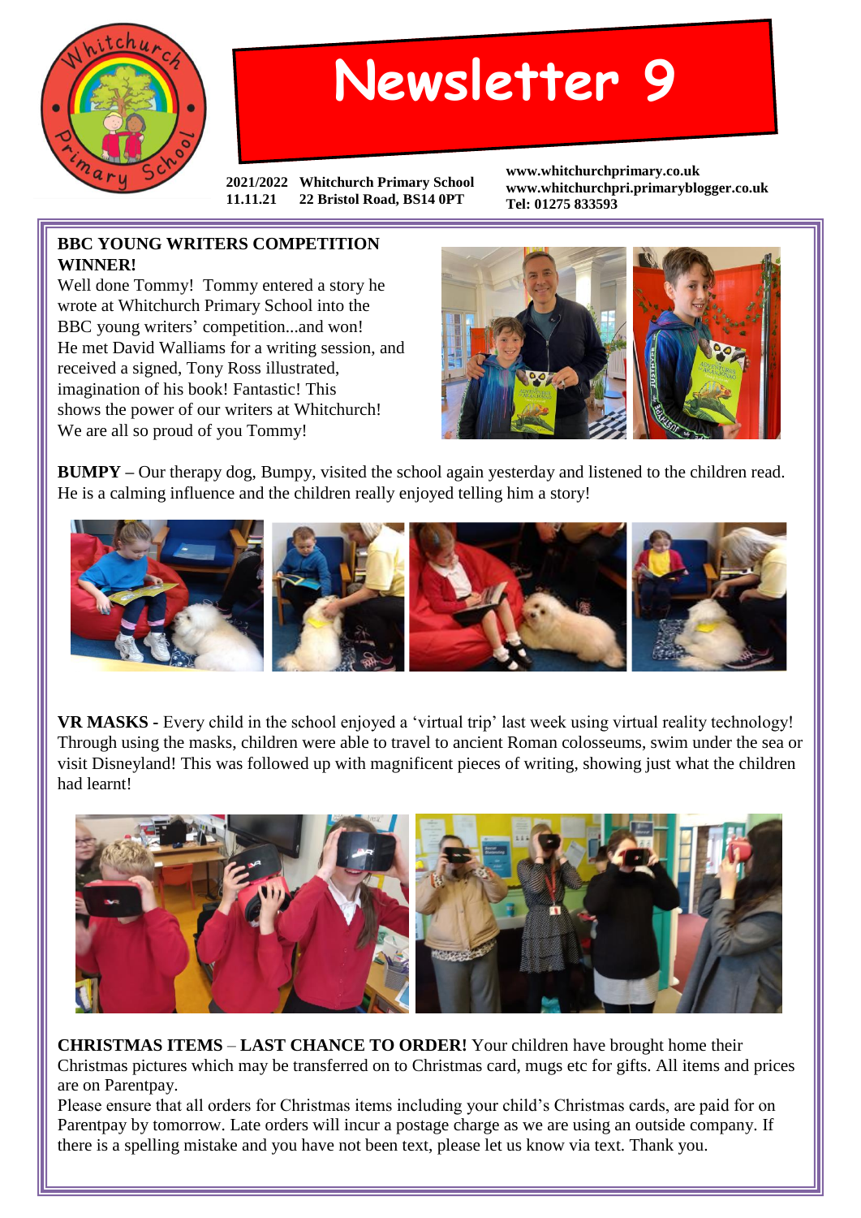# Newsletter 9

2021/2022 Whitchurch Primary School
11.11.21 22 Bristol Road, BS14 0PT

www.whitchurchprimary.co.uk
www.whitchurchpri.primaryblogger.co.uk
Tel: 01275 833593

**BBC YOUNG WRITERS COMPETITION WINNER!**

Well done Tommy! Tommy entered a story he wrote at Whitchurch Primary School into the BBC young writers' competition...and won! He met David Walliams for a writing session, and received a signed, Tony Ross illustrated, imagination of his book! Fantastic! This shows the power of our writers at Whitchurch! We are all so proud of you Tommy!

**BUMPY –** Our therapy dog, Bumpy, visited the school again yesterday and listened to the children read. He is a calming influence and the children really enjoyed telling him a story!

**VR MASKS -** Every child in the school enjoyed a 'virtual trip' last week using virtual reality technology! Through using the masks, children were able to travel to ancient Roman colosseums, swim under the sea or visit Disneyland! This was followed up with magnificent pieces of writing, showing just what the children had learnt!

**CHRISTMAS ITEMS** – **LAST CHANCE TO ORDER!** Your children have brought home their Christmas pictures which may be transferred on to Christmas card, mugs etc for gifts. All items and prices are on Parentpay.

Please ensure that all orders for Christmas items including your child's Christmas cards, are paid for on Parentpay by tomorrow. Late orders will incur a postage charge as we are using an outside company. If there is a spelling mistake and you have not been text, please let us know via text. Thank you.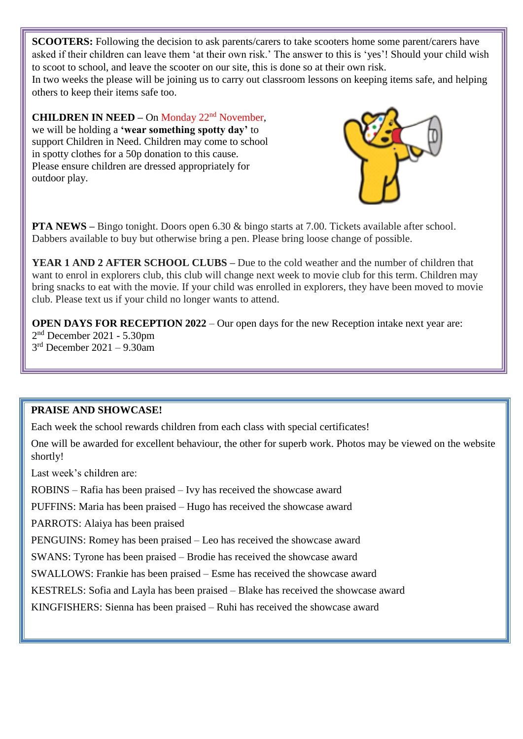**SCOOTERS:** Following the decision to ask parents/carers to take scooters home some parent/carers have asked if their children can leave them 'at their own risk.' The answer to this is 'yes'! Should your child wish to scoot to school, and leave the scooter on our site, this is done so at their own risk.
In two weeks the please will be joining us to carry out classroom lessons on keeping items safe, and helping others to keep their items safe too.

**CHILDREN IN NEED –** On Monday 22nd November, we will be holding a **'wear something spotty day'** to support Children in Need. Children may come to school in spotty clothes for a 50p donation to this cause. Please ensure children are dressed appropriately for outdoor play.

**PTA NEWS –** Bingo tonight. Doors open 6.30 & bingo starts at 7.00. Tickets available after school. Dabbers available to buy but otherwise bring a pen. Please bring loose change of possible.

**YEAR 1 AND 2 AFTER SCHOOL CLUBS –** Due to the cold weather and the number of children that want to enrol in explorers club, this club will change next week to movie club for this term. Children may bring snacks to eat with the movie. If your child was enrolled in explorers, they have been moved to movie club. Please text us if your child no longer wants to attend.

**OPEN DAYS FOR RECEPTION 2022** – Our open days for the new Reception intake next year are:
2nd December 2021 - 5.30pm
3rd December 2021 – 9.30am

**PRAISE AND SHOWCASE!**

Each week the school rewards children from each class with special certificates!

One will be awarded for excellent behaviour, the other for superb work. Photos may be viewed on the website shortly!

Last week's children are:

ROBINS – Rafia has been praised – Ivy has received the showcase award

PUFFINS: Maria has been praised – Hugo has received the showcase award

PARROTS: Alaiya has been praised

PENGUINS: Romey has been praised – Leo has received the showcase award

SWANS: Tyrone has been praised – Brodie has received the showcase award

SWALLOWS: Frankie has been praised – Esme has received the showcase award

KESTRELS: Sofia and Layla has been praised – Blake has received the showcase award

KINGFISHERS: Sienna has been praised – Ruhi has received the showcase award